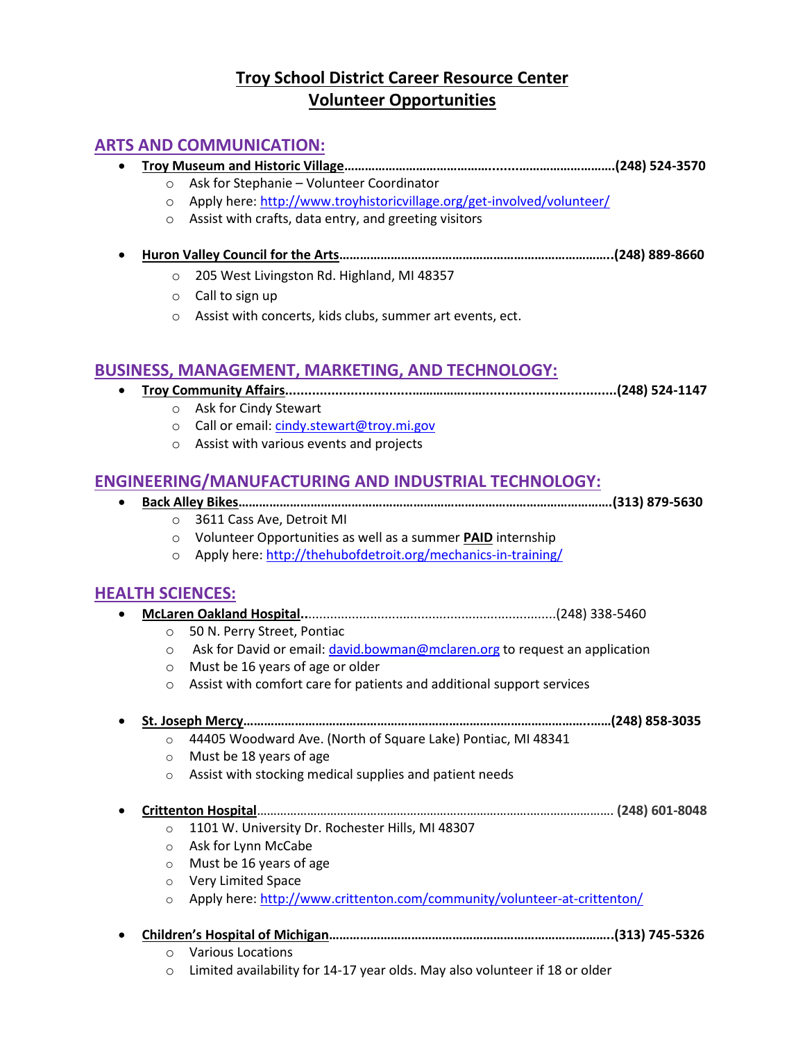# Troy School District Career Resource Center
# Volunteer Opportunities

## ARTS AND COMMUNICATION:

- **Troy Museum and Historic Village**……………………………………..……………………………**(248) 524-3570**
  - Ask for Stephanie – Volunteer Coordinator
  - Apply here: http://www.troyhistoricvillage.org/get-involved/volunteer/
  - Assist with crafts, data entry, and greeting visitors

- **Huron Valley Council for the Arts**……………………………………………………………………..**(248) 889-8660**
  - 205 West Livingston Rd. Highland, MI 48357
  - Call to sign up
  - Assist with concerts, kids clubs, summer art events, ect.

## BUSINESS, MANAGEMENT, MARKETING, AND TECHNOLOGY:

- **Troy Community Affairs**.........................................................................................**(248) 524-1147**
  - Ask for Cindy Stewart
  - Call or email: cindy.stewart@troy.mi.gov
  - Assist with various events and projects

## ENGINEERING/MANUFACTURING AND INDUSTRIAL TECHNOLOGY:

- **Back Alley Bikes**………………………………………………………………………………………………**(313) 879-5630**
  - 3611 Cass Ave, Detroit MI
  - Volunteer Opportunities as well as a summer **PAID** internship
  - Apply here: http://thehubofdetroit.org/mechanics-in-training/

## HEALTH SCIENCES:

- **McLaren Oakland Hospital**.....................................................................(248) 338-5460
  - 50 N. Perry Street, Pontiac
  - Ask for David or email: david.bowman@mclaren.org to request an application
  - Must be 16 years of age or older
  - Assist with comfort care for patients and additional support services

- **St. Joseph Mercy**……………………………………………………………………………………..……**(248) 858-3035**
  - 44405 Woodward Ave. (North of Square Lake) Pontiac, MI 48341
  - Must be 18 years of age
  - Assist with stocking medical supplies and patient needs

- **Crittenton Hospital**……………………………………………………………………………………………. **(248) 601-8048**
  - 1101 W. University Dr. Rochester Hills, MI 48307
  - Ask for Lynn McCabe
  - Must be 16 years of age
  - Very Limited Space
  - Apply here: http://www.crittenton.com/community/volunteer-at-crittenton/

- **Children's Hospital of Michigan**……………………………………………………………………….**(313) 745-5326**
  - Various Locations
  - Limited availability for 14-17 year olds. May also volunteer if 18 or older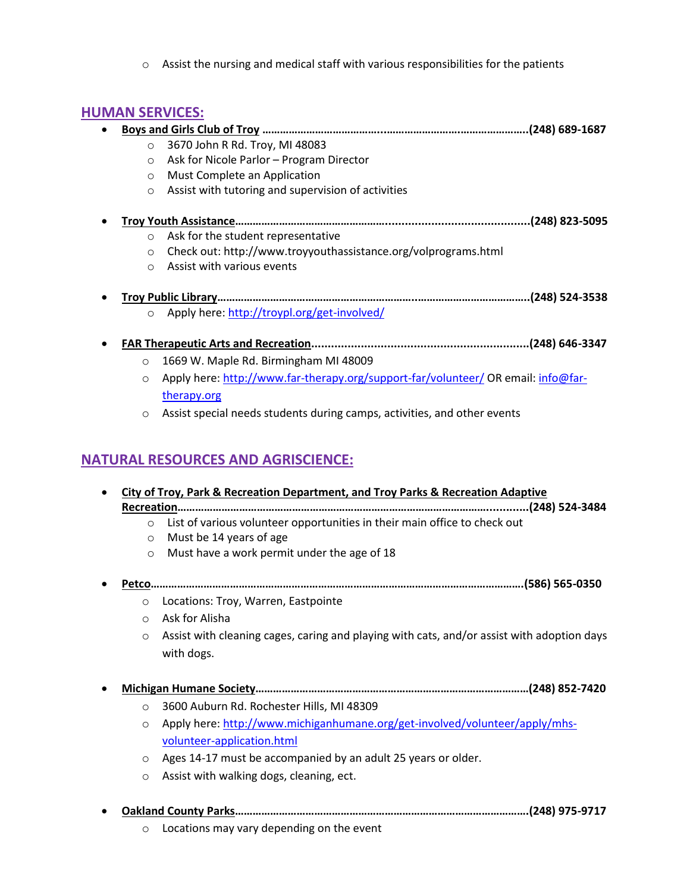- Assist the nursing and medical staff with various responsibilities for the patients

## HUMAN SERVICES:

- **Boys and Girls Club of Troy** ……………………………………………………………………………(248) 689-1687
  - 3670 John R Rd. Troy, MI 48083
  - Ask for Nicole Parlor – Program Director
  - Must Complete an Application
  - Assist with tutoring and supervision of activities

- **Troy Youth Assistance**……………………………………………………………………………(248) 823-5095
  - Ask for the student representative
  - Check out: http://www.troyyouthassistance.org/volprograms.html
  - Assist with various events

- **Troy Public Library**……………………………………………………………………………(248) 524-3538
  - Apply here: http://troypl.org/get-involved/

- **FAR Therapeutic Arts and Recreation**……………………………………………………………(248) 646-3347
  - 1669 W. Maple Rd. Birmingham MI 48009
  - Apply here: http://www.far-therapy.org/support-far/volunteer/ OR email: info@far-therapy.org
  - Assist special needs students during camps, activities, and other events

## NATURAL RESOURCES AND AGRISCIENCE:

- **City of Troy, Park & Recreation Department, and Troy Parks & Recreation Adaptive Recreation**……………………………………………………………………………(248) 524-3484
  - List of various volunteer opportunities in their main office to check out
  - Must be 14 years of age
  - Must have a work permit under the age of 18

- **Petco**……………………………………………………………………………(586) 565-0350
  - Locations: Troy, Warren, Eastpointe
  - Ask for Alisha
  - Assist with cleaning cages, caring and playing with cats, and/or assist with adoption days with dogs.

- **Michigan Humane Society**……………………………………………………………………………(248) 852-7420
  - 3600 Auburn Rd. Rochester Hills, MI 48309
  - Apply here: http://www.michiganhumane.org/get-involved/volunteer/apply/mhs-volunteer-application.html
  - Ages 14-17 must be accompanied by an adult 25 years or older.
  - Assist with walking dogs, cleaning, ect.

- **Oakland County Parks**……………………………………………………………………………(248) 975-9717
  - Locations may vary depending on the event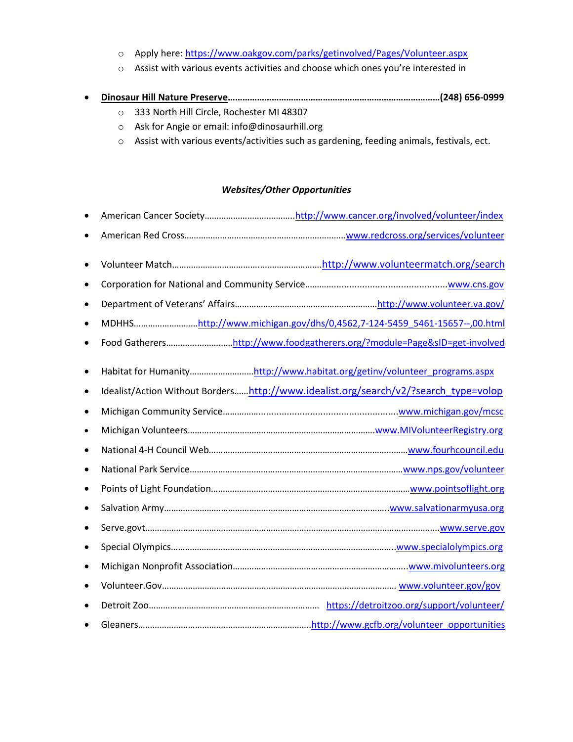- Apply here: https://www.oakgov.com/parks/getinvolved/Pages/Volunteer.aspx
    - Assist with various events activities and choose which ones you're interested in

- **Dinosaur Hill Nature Preserve……………………………………………………………………………(248) 656-0999**
    - 333 North Hill Circle, Rochester MI 48307
    - Ask for Angie or email: info@dinosaurhill.org
    - Assist with various events/activities such as gardening, feeding animals, festivals, ect.

***Websites/Other Opportunities***

- American Cancer Society………………………………..http://www.cancer.org/involved/volunteer/index
- American Red Cross…………………………………………………………..www.redcross.org/services/volunteer
- Volunteer Match……………………………………………………http://www.volunteermatch.org/search
- Corporation for National and Community Service…………………………………………….www.cns.gov
- Department of Veterans' Affairs…………………………………………………http://www.volunteer.va.gov/
- MDHHS………………………http://www.michigan.gov/dhs/0,4562,7-124-5459_5461-15657--,00.html
- Food Gatherers……………………….http://www.foodgatherers.org/?module=Page&sID=get-involved
- Habitat for Humanity………………………http://www.habitat.org/getinv/volunteer_programs.aspx
- Idealist/Action Without Borders……http://www.idealist.org/search/v2/?search_type=volop
- Michigan Community Service……………………………………………………………www.michigan.gov/mcsc
- Michigan Volunteers…………………………………………………………………www.MIVolunteerRegistry.org
- National 4-H Council Web……………………………………………………………………www.fourhcouncil.edu
- National Park Service…………………………………………………………………………www.nps.gov/volunteer
- Points of Light Foundation……………………………………………………………………www.pointsoflight.org
- Salvation Army………………………………………………………………………………..www.salvationarmyusa.org
- Serve.govt…………………………………………………………………………………………………..www.serve.gov
- Special Olympics………………………………………………………………………………..www.specialolympics.org
- Michigan Nonprofit Association…………………………………………………………..www.mivolunteers.org
- Volunteer.Gov……………………………………………………………………………… www.volunteer.gov/gov
- Detroit Zoo……………………………………………………………… https://detroitzoo.org/support/volunteer/
- Gleaners………………………………………………………………..http://www.gcfb.org/volunteer_opportunities